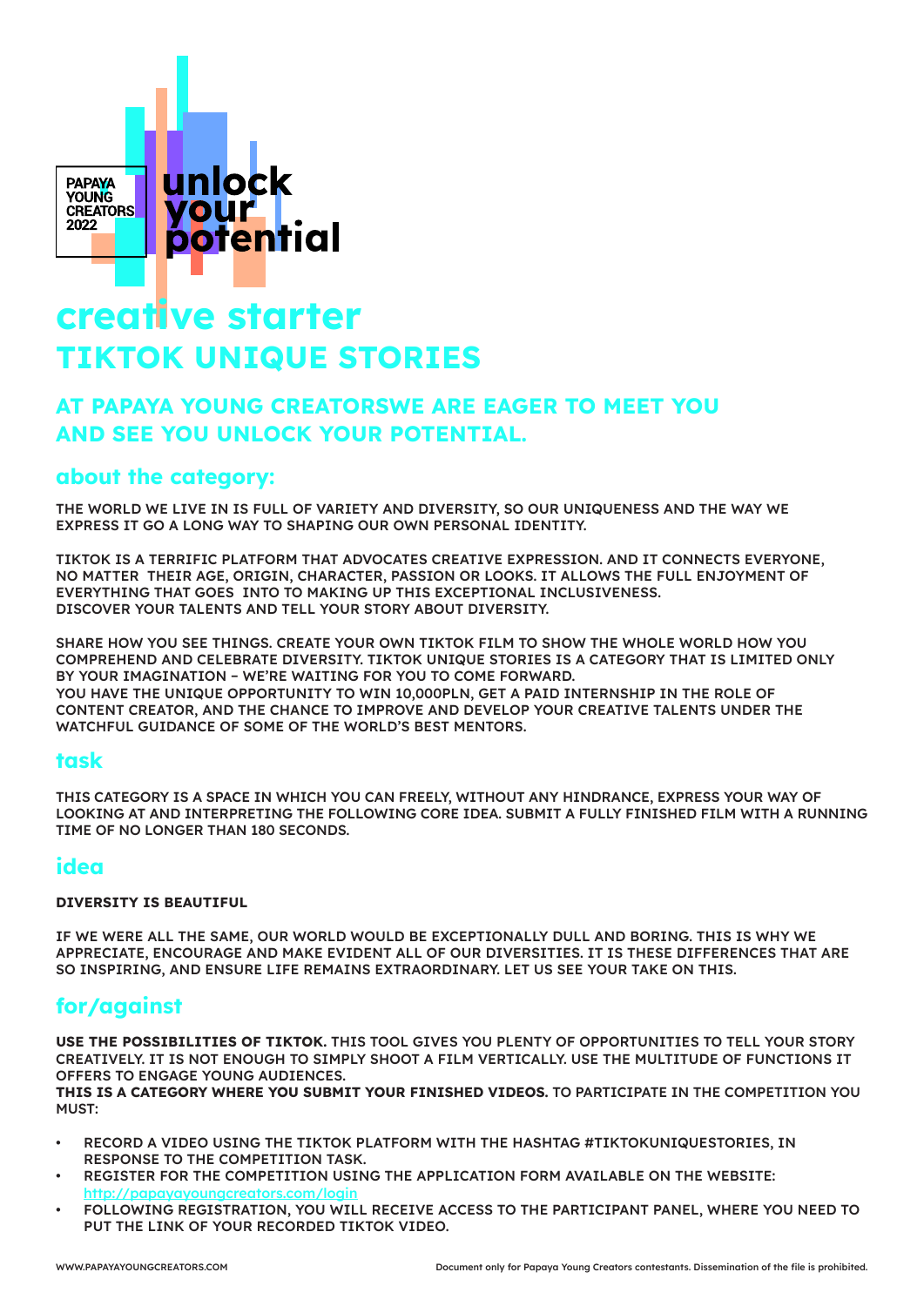PAPAYA YOUNG CREATORS 2022

unlock your potential

# creative starter

# TIKTOK UNIQUE STORIES

## AT PAPAYA YOUNG CREATORSWE ARE EAGER TO MEET YOU AND SEE YOU UNLOCK YOUR POTENTIAL.

## about the category:

THE WORLD WE LIVE IN IS FULL OF VARIETY AND DIVERSITY, SO OUR UNIQUENESS AND THE WAY WE EXPRESS IT GO A LONG WAY TO SHAPING OUR OWN PERSONAL IDENTITY.

TIKTOK IS A TERRIFIC PLATFORM THAT ADVOCATES CREATIVE EXPRESSION. AND IT CONNECTS EVERYONE, NO MATTER THEIR AGE, ORIGIN, CHARACTER, PASSION OR LOOKS. IT ALLOWS THE FULL ENJOYMENT OF EVERYTHING THAT GOES INTO TO MAKING UP THIS EXCEPTIONAL INCLUSIVENESS. DISCOVER YOUR TALENTS AND TELL YOUR STORY ABOUT DIVERSITY.

SHARE HOW YOU SEE THINGS. CREATE YOUR OWN TIKTOK FILM TO SHOW THE WHOLE WORLD HOW YOU COMPREHEND AND CELEBRATE DIVERSITY. TIKTOK UNIQUE STORIES IS A CATEGORY THAT IS LIMITED ONLY BY YOUR IMAGINATION – WE'RE WAITING FOR YOU TO COME FORWARD.
YOU HAVE THE UNIQUE OPPORTUNITY TO WIN 10,000PLN, GET A PAID INTERNSHIP IN THE ROLE OF CONTENT CREATOR, AND THE CHANCE TO IMPROVE AND DEVELOP YOUR CREATIVE TALENTS UNDER THE WATCHFUL GUIDANCE OF SOME OF THE WORLD'S BEST MENTORS.

## task

THIS CATEGORY IS A SPACE IN WHICH YOU CAN FREELY, WITHOUT ANY HINDRANCE, EXPRESS YOUR WAY OF LOOKING AT AND INTERPRETING THE FOLLOWING CORE IDEA. SUBMIT A FULLY FINISHED FILM WITH A RUNNING TIME OF NO LONGER THAN 180 SECONDS.

## idea

**DIVERSITY IS BEAUTIFUL**

IF WE WERE ALL THE SAME, OUR WORLD WOULD BE EXCEPTIONALLY DULL AND BORING. THIS IS WHY WE APPRECIATE, ENCOURAGE AND MAKE EVIDENT ALL OF OUR DIVERSITIES. IT IS THESE DIFFERENCES THAT ARE SO INSPIRING, AND ENSURE LIFE REMAINS EXTRAORDINARY. LET US SEE YOUR TAKE ON THIS.

## for/against

**USE THE POSSIBILITIES OF TIKTOK.** THIS TOOL GIVES YOU PLENTY OF OPPORTUNITIES TO TELL YOUR STORY CREATIVELY. IT IS NOT ENOUGH TO SIMPLY SHOOT A FILM VERTICALLY. USE THE MULTITUDE OF FUNCTIONS IT OFFERS TO ENGAGE YOUNG AUDIENCES.
**THIS IS A CATEGORY WHERE YOU SUBMIT YOUR FINISHED VIDEOS.** TO PARTICIPATE IN THE COMPETITION YOU MUST:

- RECORD A VIDEO USING THE TIKTOK PLATFORM WITH THE HASHTAG #TIKTOKUNIQUESTORIES, IN RESPONSE TO THE COMPETITION TASK.
- REGISTER FOR THE COMPETITION USING THE APPLICATION FORM AVAILABLE ON THE WEBSITE: http://papayayoungcreators.com/login
- FOLLOWING REGISTRATION, YOU WILL RECEIVE ACCESS TO THE PARTICIPANT PANEL, WHERE YOU NEED TO PUT THE LINK OF YOUR RECORDED TIKTOK VIDEO.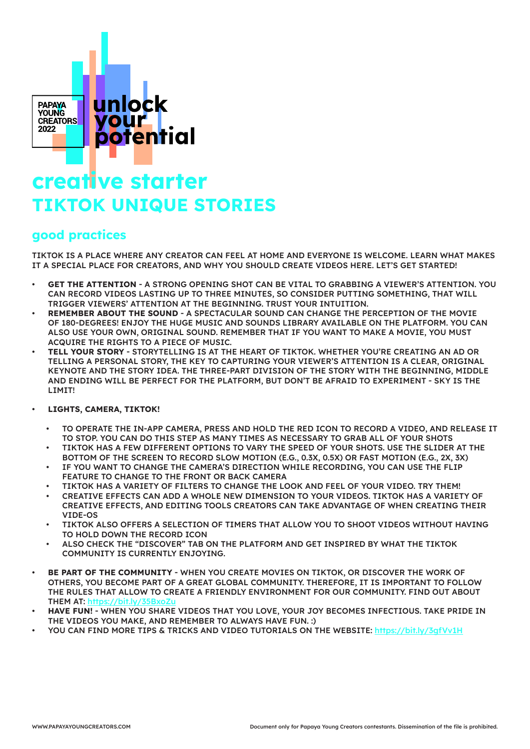PAPAYA YOUNG CREATORS 2022

unlock your potential

# creative starter

# TIKTOK UNIQUE STORIES

## good practices

TIKTOK IS A PLACE WHERE ANY CREATOR CAN FEEL AT HOME AND EVERYONE IS WELCOME. LEARN WHAT MAKES IT A SPECIAL PLACE FOR CREATORS, AND WHY YOU SHOULD CREATE VIDEOS HERE. LET'S GET STARTED!

- **GET THE ATTENTION** - A STRONG OPENING SHOT CAN BE VITAL TO GRABBING A VIEWER'S ATTENTION. YOU CAN RECORD VIDEOS LASTING UP TO THREE MINUTES, SO CONSIDER PUTTING SOMETHING, THAT WILL TRIGGER VIEWERS' ATTENTION AT THE BEGINNING. TRUST YOUR INTUITION.
- **REMEMBER ABOUT THE SOUND** - A SPECTACULAR SOUND CAN CHANGE THE PERCEPTION OF THE MOVIE OF 180-DEGREES! ENJOY THE HUGE MUSIC AND SOUNDS LIBRARY AVAILABLE ON THE PLATFORM. YOU CAN ALSO USE YOUR OWN, ORIGINAL SOUND. REMEMBER THAT IF YOU WANT TO MAKE A MOVIE, YOU MUST ACQUIRE THE RIGHTS TO A PIECE OF MUSIC.
- **TELL YOUR STORY** - STORYTELLING IS AT THE HEART OF TIKTOK. WHETHER YOU'RE CREATING AN AD OR TELLING A PERSONAL STORY, THE KEY TO CAPTURING YOUR VIEWER'S ATTENTION IS A CLEAR, ORIGINAL KEYNOTE AND THE STORY IDEA. THE THREE-PART DIVISION OF THE STORY WITH THE BEGINNING, MIDDLE AND ENDING WILL BE PERFECT FOR THE PLATFORM, BUT DON'T BE AFRAID TO EXPERIMENT - SKY IS THE LIMIT!

- **LIGHTS, CAMERA, TIKTOK!**

  - TO OPERATE THE IN-APP CAMERA, PRESS AND HOLD THE RED ICON TO RECORD A VIDEO, AND RELEASE IT TO STOP. YOU CAN DO THIS STEP AS MANY TIMES AS NECESSARY TO GRAB ALL OF YOUR SHOTS
  - TIKTOK HAS A FEW DIFFERENT OPTIONS TO VARY THE SPEED OF YOUR SHOTS. USE THE SLIDER AT THE BOTTOM OF THE SCREEN TO RECORD SLOW MOTION (E.G., 0.3X, 0.5X) OR FAST MOTION (E.G., 2X, 3X)
  - IF YOU WANT TO CHANGE THE CAMERA'S DIRECTION WHILE RECORDING, YOU CAN USE THE FLIP FEATURE TO CHANGE TO THE FRONT OR BACK CAMERA
  - TIKTOK HAS A VARIETY OF FILTERS TO CHANGE THE LOOK AND FEEL OF YOUR VIDEO. TRY THEM!
  - CREATIVE EFFECTS CAN ADD A WHOLE NEW DIMENSION TO YOUR VIDEOS. TIKTOK HAS A VARIETY OF CREATIVE EFFECTS, AND EDITING TOOLS CREATORS CAN TAKE ADVANTAGE OF WHEN CREATING THEIR VIDE-OS
  - TIKTOK ALSO OFFERS A SELECTION OF TIMERS THAT ALLOW YOU TO SHOOT VIDEOS WITHOUT HAVING TO HOLD DOWN THE RECORD ICON
  - ALSO CHECK THE "DISCOVER" TAB ON THE PLATFORM AND GET INSPIRED BY WHAT THE TIKTOK COMMUNITY IS CURRENTLY ENJOYING.

- **BE PART OF THE COMMUNITY** - WHEN YOU CREATE MOVIES ON TIKTOK, OR DISCOVER THE WORK OF OTHERS, YOU BECOME PART OF A GREAT GLOBAL COMMUNITY. THEREFORE, IT IS IMPORTANT TO FOLLOW THE RULES THAT ALLOW TO CREATE A FRIENDLY ENVIRONMENT FOR OUR COMMUNITY. FIND OUT ABOUT THEM AT: https://bit.ly/35BxoZu
- **HAVE FUN!** - WHEN YOU SHARE VIDEOS THAT YOU LOVE, YOUR JOY BECOMES INFECTIOUS. TAKE PRIDE IN THE VIDEOS YOU MAKE, AND REMEMBER TO ALWAYS HAVE FUN. :)
- YOU CAN FIND MORE TIPS & TRICKS AND VIDEO TUTORIALS ON THE WEBSITE: https://bit.ly/3gfVv1H